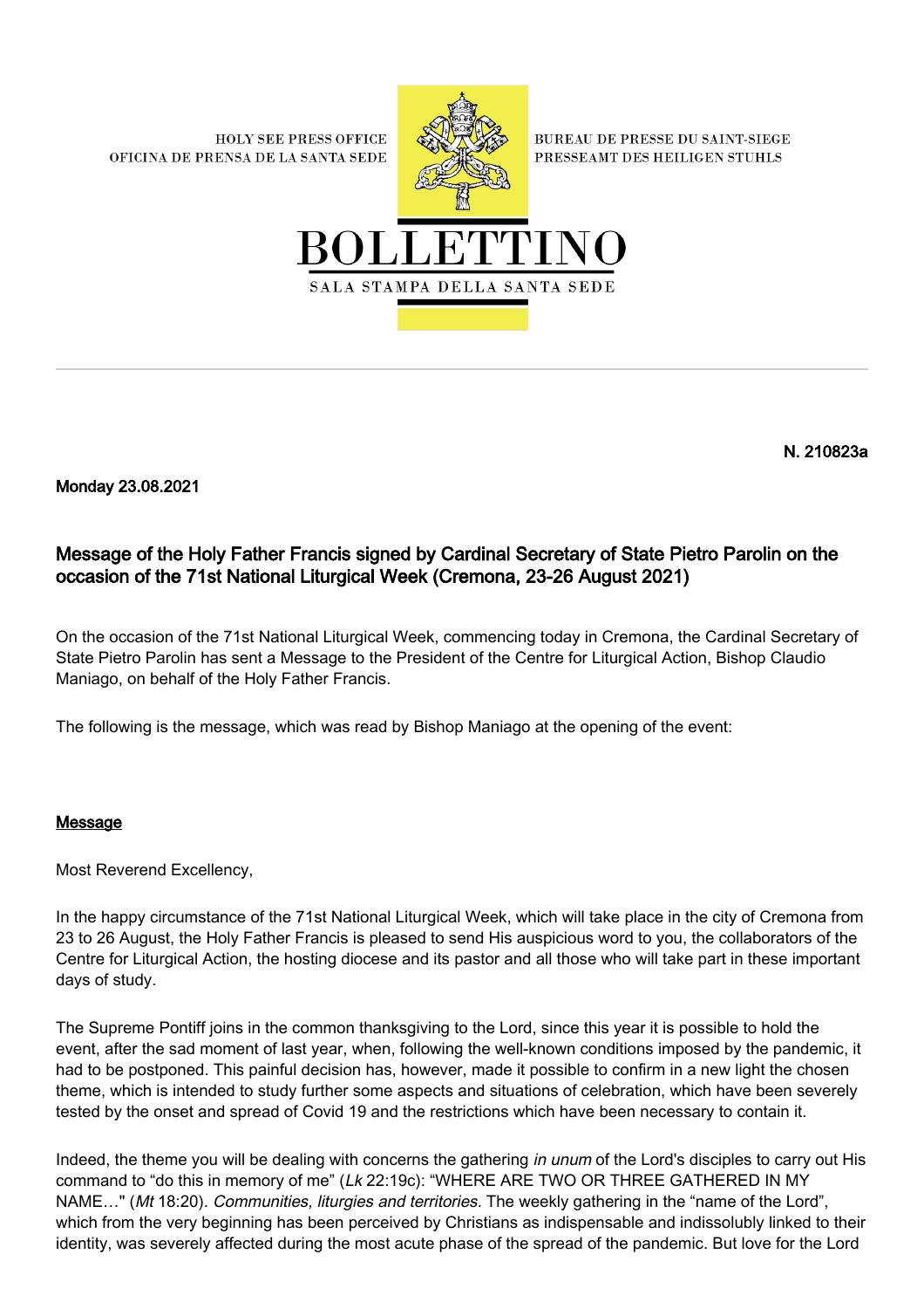HOLY SEE PRESS OFFICE
OFICINA DE PRENSA DE LA SANTA SEDE

BUREAU DE PRESSE DU SAINT-SIEGE
PRESSEAMT DES HEILIGEN STUHLS

# BOLLETTINO

SALA STAMPA DELLA SANTA SEDE

**N. 210823a**

**Monday 23.08.2021**

## Message of the Holy Father Francis signed by Cardinal Secretary of State Pietro Parolin on the occasion of the 71st National Liturgical Week (Cremona, 23-26 August 2021)

On the occasion of the 71st National Liturgical Week, commencing today in Cremona, the Cardinal Secretary of State Pietro Parolin has sent a Message to the President of the Centre for Liturgical Action, Bishop Claudio Maniago, on behalf of the Holy Father Francis.

The following is the message, which was read by Bishop Maniago at the opening of the event:

**Message**

Most Reverend Excellency,

In the happy circumstance of the 71st National Liturgical Week, which will take place in the city of Cremona from 23 to 26 August, the Holy Father Francis is pleased to send His auspicious word to you, the collaborators of the Centre for Liturgical Action, the hosting diocese and its pastor and all those who will take part in these important days of study.

The Supreme Pontiff joins in the common thanksgiving to the Lord, since this year it is possible to hold the event, after the sad moment of last year, when, following the well-known conditions imposed by the pandemic, it had to be postponed. This painful decision has, however, made it possible to confirm in a new light the chosen theme, which is intended to study further some aspects and situations of celebration, which have been severely tested by the onset and spread of Covid 19 and the restrictions which have been necessary to contain it.

Indeed, the theme you will be dealing with concerns the gathering *in unum* of the Lord's disciples to carry out His command to "do this in memory of me" (*Lk* 22:19c): "WHERE ARE TWO OR THREE GATHERED IN MY NAME…" (*Mt* 18:20). *Communities, liturgies and territories.* The weekly gathering in the "name of the Lord", which from the very beginning has been perceived by Christians as indispensable and indissolubly linked to their identity, was severely affected during the most acute phase of the spread of the pandemic. But love for the Lord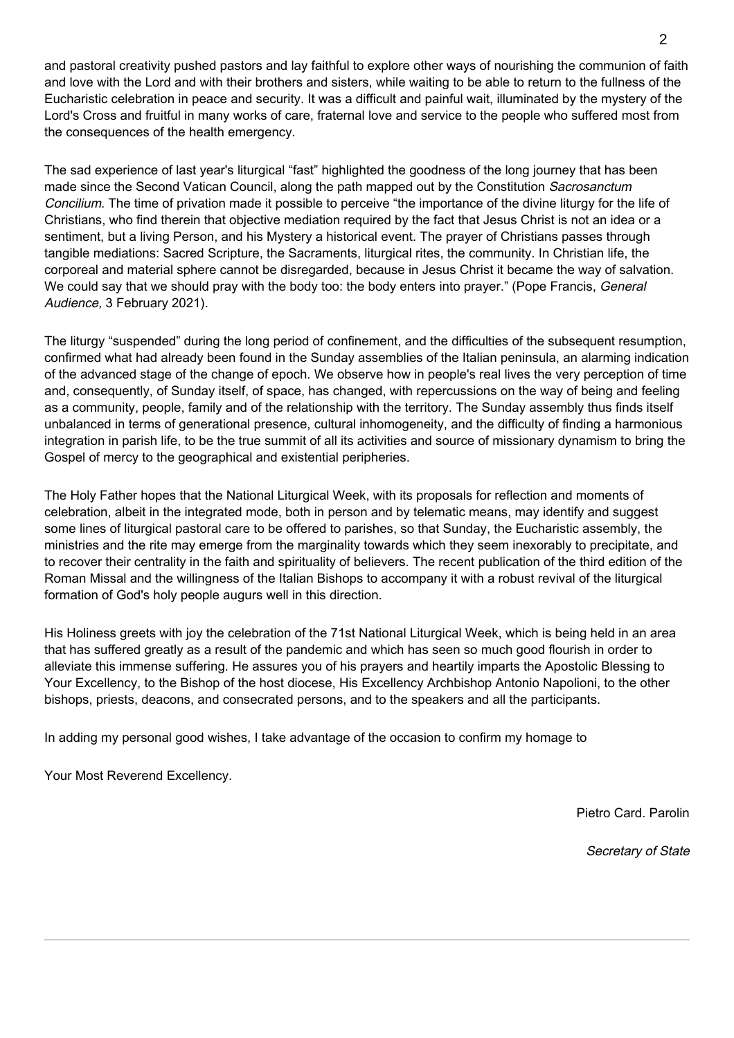and pastoral creativity pushed pastors and lay faithful to explore other ways of nourishing the communion of faith and love with the Lord and with their brothers and sisters, while waiting to be able to return to the fullness of the Eucharistic celebration in peace and security. It was a difficult and painful wait, illuminated by the mystery of the Lord's Cross and fruitful in many works of care, fraternal love and service to the people who suffered most from the consequences of the health emergency.

The sad experience of last year's liturgical “fast” highlighted the goodness of the long journey that has been made since the Second Vatican Council, along the path mapped out by the Constitution *Sacrosanctum Concilium*. The time of privation made it possible to perceive “the importance of the divine liturgy for the life of Christians, who find therein that objective mediation required by the fact that Jesus Christ is not an idea or a sentiment, but a living Person, and his Mystery a historical event. The prayer of Christians passes through tangible mediations: Sacred Scripture, the Sacraments, liturgical rites, the community. In Christian life, the corporeal and material sphere cannot be disregarded, because in Jesus Christ it became the way of salvation. We could say that we should pray with the body too: the body enters into prayer.” (Pope Francis, *General Audience,* 3 February 2021).

The liturgy “suspended” during the long period of confinement, and the difficulties of the subsequent resumption, confirmed what had already been found in the Sunday assemblies of the Italian peninsula, an alarming indication of the advanced stage of the change of epoch. We observe how in people's real lives the very perception of time and, consequently, of Sunday itself, of space, has changed, with repercussions on the way of being and feeling as a community, people, family and of the relationship with the territory. The Sunday assembly thus finds itself unbalanced in terms of generational presence, cultural inhomogeneity, and the difficulty of finding a harmonious integration in parish life, to be the true summit of all its activities and source of missionary dynamism to bring the Gospel of mercy to the geographical and existential peripheries.

The Holy Father hopes that the National Liturgical Week, with its proposals for reflection and moments of celebration, albeit in the integrated mode, both in person and by telematic means, may identify and suggest some lines of liturgical pastoral care to be offered to parishes, so that Sunday, the Eucharistic assembly, the ministries and the rite may emerge from the marginality towards which they seem inexorably to precipitate, and to recover their centrality in the faith and spirituality of believers. The recent publication of the third edition of the Roman Missal and the willingness of the Italian Bishops to accompany it with a robust revival of the liturgical formation of God's holy people augurs well in this direction.

His Holiness greets with joy the celebration of the 71st National Liturgical Week, which is being held in an area that has suffered greatly as a result of the pandemic and which has seen so much good flourish in order to alleviate this immense suffering. He assures you of his prayers and heartily imparts the Apostolic Blessing to Your Excellency, to the Bishop of the host diocese, His Excellency Archbishop Antonio Napolioni, to the other bishops, priests, deacons, and consecrated persons, and to the speakers and all the participants.

In adding my personal good wishes, I take advantage of the occasion to confirm my homage to

Your Most Reverend Excellency.

Pietro Card. Parolin

*Secretary of State*